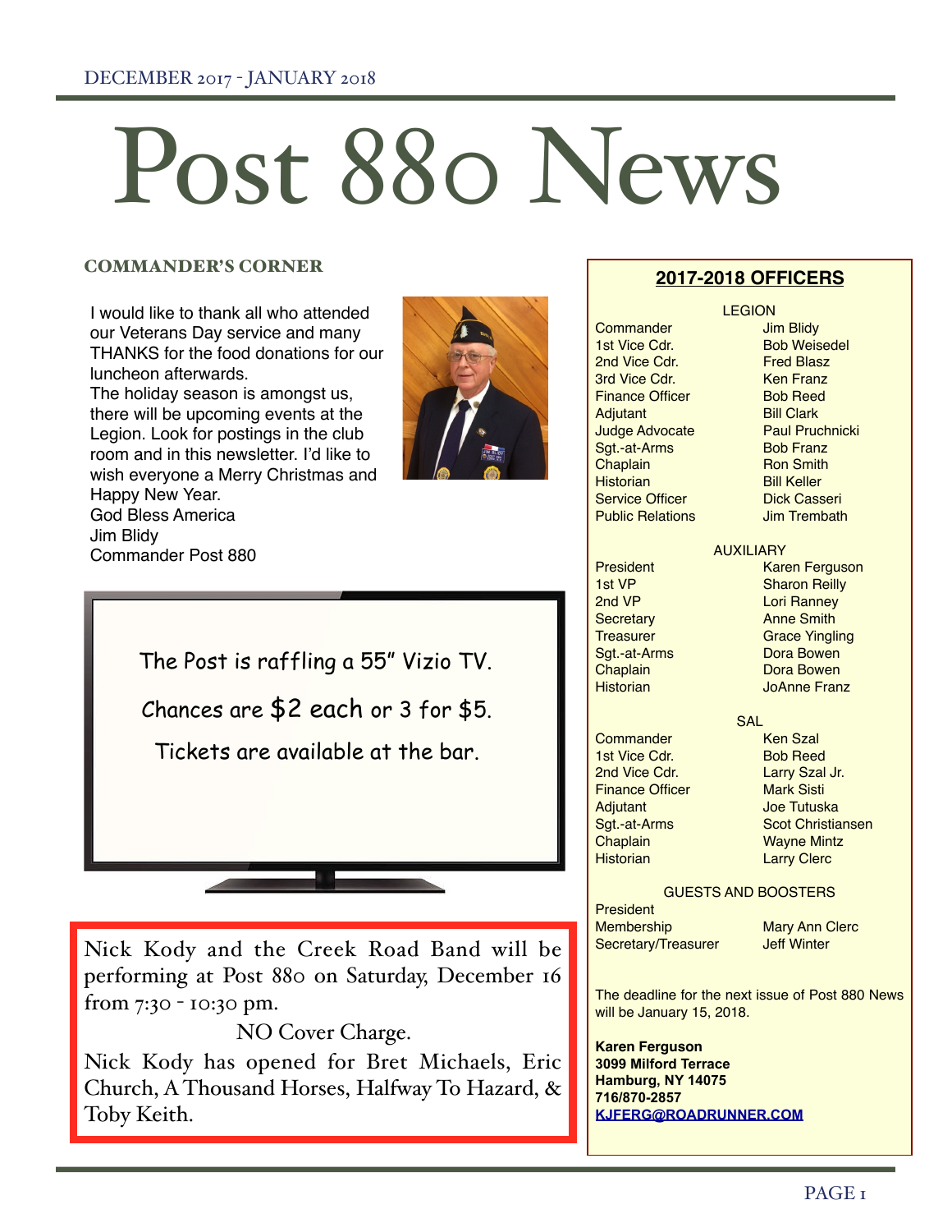# Post 880 News

DECEMBER 2017 - JANUARY 2018

## COMMANDER'S CORNER

I would like to thank all who attended our Veterans Day service and many THANKS for the food donations for our luncheon afterwards.
The holiday season is amongst us, there will be upcoming events at the Legion. Look for postings in the club room and in this newsletter. I'd like to wish everyone a Merry Christmas and Happy New Year.
God Bless America
Jim Blidy
Commander Post 880

The Post is raffling a 55" Vizio TV.

Chances are $2 each or 3 for $5.

Tickets are available at the bar.

Nick Kody and the Creek Road Band will be performing at Post 880 on Saturday, December 16 from 7:30 - 10:30 pm.

NO Cover Charge.

Nick Kody has opened for Bret Michaels, Eric Church, A Thousand Horses, Halfway To Hazard, & Toby Keith.

## 2017-2018 OFFICERS

**LEGION**

| | |
|---|---|
| Commander | Jim Blidy |
| 1st Vice Cdr. | Bob Weisedel |
| 2nd Vice Cdr. | Fred Blasz |
| 3rd Vice Cdr. | Ken Franz |
| Finance Officer | Bob Reed |
| Adjutant | Bill Clark |
| Judge Advocate | Paul Pruchnicki |
| Sgt.-at-Arms | Bob Franz |
| Chaplain | Ron Smith |
| Historian | Bill Keller |
| Service Officer | Dick Casseri |
| Public Relations | Jim Trembath |

**AUXILIARY**

| | |
|---|---|
| President | Karen Ferguson |
| 1st VP | Sharon Reilly |
| 2nd VP | Lori Ranney |
| Secretary | Anne Smith |
| Treasurer | Grace Yingling |
| Sgt.-at-Arms | Dora Bowen |
| Chaplain | Dora Bowen |
| Historian | JoAnne Franz |

**SAL**

| | |
|---|---|
| Commander | Ken Szal |
| 1st Vice Cdr. | Bob Reed |
| 2nd Vice Cdr. | Larry Szal Jr. |
| Finance Officer | Mark Sisti |
| Adjutant | Joe Tutuska |
| Sgt.-at-Arms | Scot Christiansen |
| Chaplain | Wayne Mintz |
| Historian | Larry Clerc |

**GUESTS AND BOOSTERS**

| | |
|---|---|
| President | |
| Membership | Mary Ann Clerc |
| Secretary/Treasurer | Jeff Winter |

The deadline for the next issue of Post 880 News will be January 15, 2018.

**Karen Ferguson**
**3099 Milford Terrace**
**Hamburg, NY 14075**
**716/870-2857**
**KJFERG@ROADRUNNER.COM**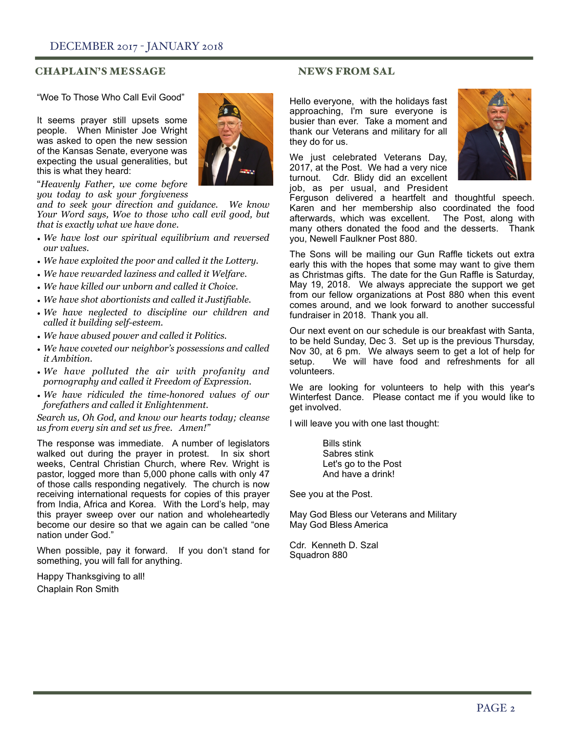## CHAPLAIN'S MESSAGE

"Woe To Those Who Call Evil Good"

It seems prayer still upsets some people. When Minister Joe Wright was asked to open the new session of the Kansas Senate, everyone was expecting the usual generalities, but this is what they heard:

"*Heavenly Father, we come before you today to ask your forgiveness and to seek your direction and guidance. We know Your Word says, Woe to those who call evil good, but that is exactly what we have done.*

- *We have lost our spiritual equilibrium and reversed our values.*
- *We have exploited the poor and called it the Lottery.*
- *We have rewarded laziness and called it Welfare.*
- *We have killed our unborn and called it Choice.*
- *We have shot abortionists and called it Justifiable.*
- *We have neglected to discipline our children and called it building self-esteem.*
- *We have abused power and called it Politics.*
- *We have coveted our neighbor's possessions and called it Ambition.*
- *We have polluted the air with profanity and pornography and called it Freedom of Expression.*
- *We have ridiculed the time-honored values of our forefathers and called it Enlightenment.*

*Search us, Oh God, and know our hearts today; cleanse us from every sin and set us free. Amen!"*

The response was immediate. A number of legislators walked out during the prayer in protest. In six short weeks, Central Christian Church, where Rev. Wright is pastor, logged more than 5,000 phone calls with only 47 of those calls responding negatively. The church is now receiving international requests for copies of this prayer from India, Africa and Korea. With the Lord's help, may this prayer sweep over our nation and wholeheartedly become our desire so that we again can be called "one nation under God."

When possible, pay it forward. If you don't stand for something, you will fall for anything.

Happy Thanksgiving to all!
Chaplain Ron Smith

## NEWS FROM SAL

Hello everyone, with the holidays fast approaching, I'm sure everyone is busier than ever. Take a moment and thank our Veterans and military for all they do for us.

We just celebrated Veterans Day, 2017, at the Post. We had a very nice turnout. Cdr. Blidy did an excellent job, as per usual, and President Ferguson delivered a heartfelt and thoughtful speech. Karen and her membership also coordinated the food afterwards, which was excellent. The Post, along with many others donated the food and the desserts. Thank you, Newell Faulkner Post 880.

The Sons will be mailing our Gun Raffle tickets out extra early this with the hopes that some may want to give them as Christmas gifts. The date for the Gun Raffle is Saturday, May 19, 2018. We always appreciate the support we get from our fellow organizations at Post 880 when this event comes around, and we look forward to another successful fundraiser in 2018. Thank you all.

Our next event on our schedule is our breakfast with Santa, to be held Sunday, Dec 3. Set up is the previous Thursday, Nov 30, at 6 pm. We always seem to get a lot of help for setup. We will have food and refreshments for all volunteers.

We are looking for volunteers to help with this year's Winterfest Dance. Please contact me if you would like to get involved.

I will leave you with one last thought:

Bills stink
Sabres stink
Let's go to the Post
And have a drink!

See you at the Post.

May God Bless our Veterans and Military
May God Bless America

Cdr. Kenneth D. Szal
Squadron 880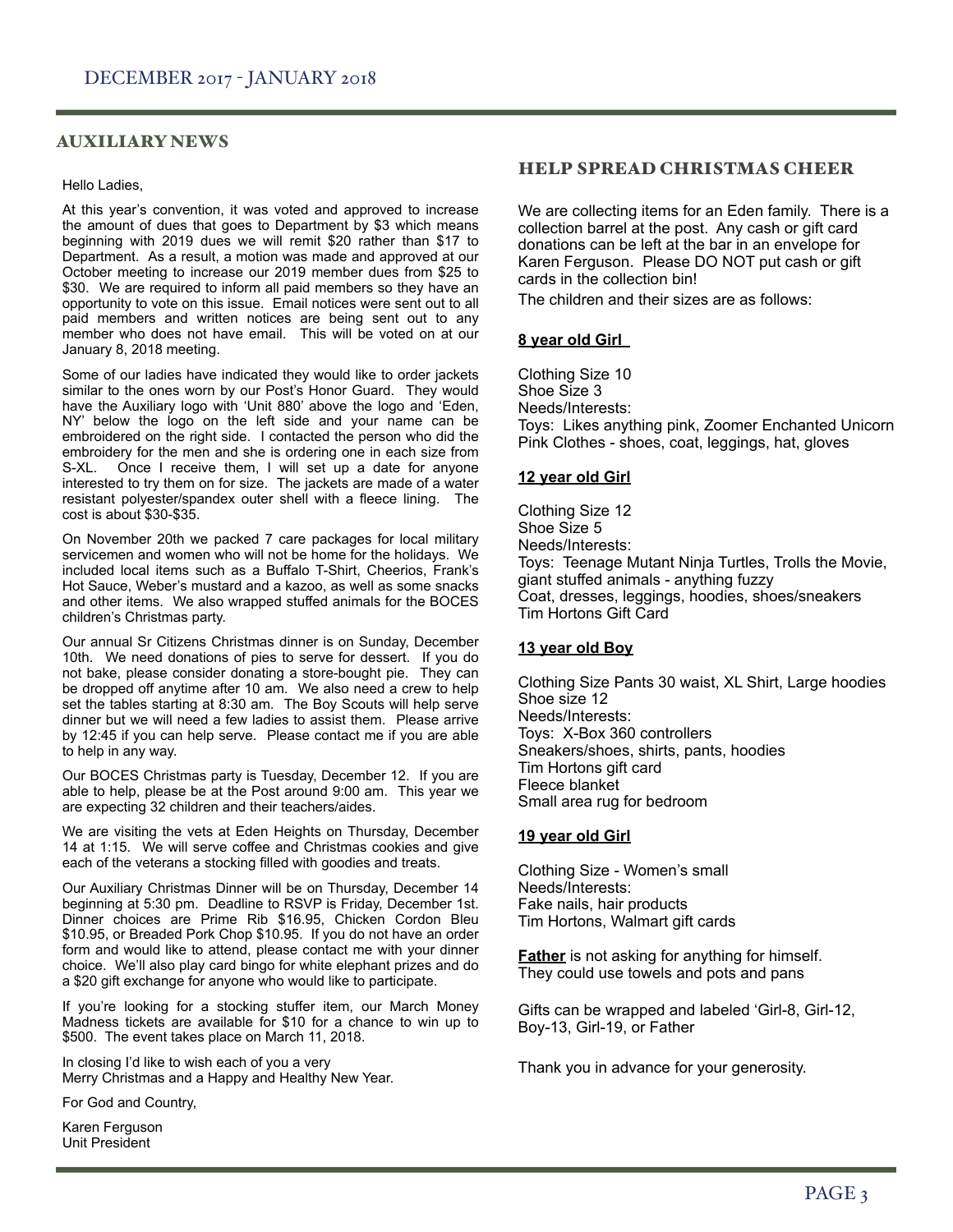## AUXILIARY NEWS

Hello Ladies,

At this year's convention, it was voted and approved to increase the amount of dues that goes to Department by $3 which means beginning with 2019 dues we will remit $20 rather than $17 to Department. As a result, a motion was made and approved at our October meeting to increase our 2019 member dues from $25 to $30. We are required to inform all paid members so they have an opportunity to vote on this issue. Email notices were sent out to all paid members and written notices are being sent out to any member who does not have email. This will be voted on at our January 8, 2018 meeting.

Some of our ladies have indicated they would like to order jackets similar to the ones worn by our Post's Honor Guard. They would have the Auxiliary logo with 'Unit 880' above the logo and 'Eden, NY' below the logo on the left side and your name can be embroidered on the right side. I contacted the person who did the embroidery for the men and she is ordering one in each size from S-XL. Once I receive them, I will set up a date for anyone interested to try them on for size. The jackets are made of a water resistant polyester/spandex outer shell with a fleece lining. The cost is about $30-$35.

On November 20th we packed 7 care packages for local military servicemen and women who will not be home for the holidays. We included local items such as a Buffalo T-Shirt, Cheerios, Frank's Hot Sauce, Weber's mustard and a kazoo, as well as some snacks and other items. We also wrapped stuffed animals for the BOCES children's Christmas party.

Our annual Sr Citizens Christmas dinner is on Sunday, December 10th. We need donations of pies to serve for dessert. If you do not bake, please consider donating a store-bought pie. They can be dropped off anytime after 10 am. We also need a crew to help set the tables starting at 8:30 am. The Boy Scouts will help serve dinner but we will need a few ladies to assist them. Please arrive by 12:45 if you can help serve. Please contact me if you are able to help in any way.

Our BOCES Christmas party is Tuesday, December 12. If you are able to help, please be at the Post around 9:00 am. This year we are expecting 32 children and their teachers/aides.

We are visiting the vets at Eden Heights on Thursday, December 14 at 1:15. We will serve coffee and Christmas cookies and give each of the veterans a stocking filled with goodies and treats.

Our Auxiliary Christmas Dinner will be on Thursday, December 14 beginning at 5:30 pm. Deadline to RSVP is Friday, December 1st. Dinner choices are Prime Rib $16.95, Chicken Cordon Bleu $10.95, or Breaded Pork Chop $10.95. If you do not have an order form and would like to attend, please contact me with your dinner choice. We'll also play card bingo for white elephant prizes and do a $20 gift exchange for anyone who would like to participate.

If you're looking for a stocking stuffer item, our March Money Madness tickets are available for $10 for a chance to win up to $500. The event takes place on March 11, 2018.

In closing I'd like to wish each of you a very
Merry Christmas and a Happy and Healthy New Year.

For God and Country,

Karen Ferguson
Unit President

## HELP SPREAD CHRISTMAS CHEER

We are collecting items for an Eden family. There is a collection barrel at the post. Any cash or gift card donations can be left at the bar in an envelope for Karen Ferguson. Please DO NOT put cash or gift cards in the collection bin!

The children and their sizes are as follows:

**8 year old Girl**

Clothing Size 10
Shoe Size 3
Needs/Interests:
Toys: Likes anything pink, Zoomer Enchanted Unicorn
Pink Clothes - shoes, coat, leggings, hat, gloves

**12 year old Girl**

Clothing Size 12
Shoe Size 5
Needs/Interests:
Toys: Teenage Mutant Ninja Turtles, Trolls the Movie, giant stuffed animals - anything fuzzy
Coat, dresses, leggings, hoodies, shoes/sneakers
Tim Hortons Gift Card

**13 year old Boy**

Clothing Size Pants 30 waist, XL Shirt, Large hoodies
Shoe size 12
Needs/Interests:
Toys: X-Box 360 controllers
Sneakers/shoes, shirts, pants, hoodies
Tim Hortons gift card
Fleece blanket
Small area rug for bedroom

**19 year old Girl**

Clothing Size - Women's small
Needs/Interests:
Fake nails, hair products
Tim Hortons, Walmart gift cards

**Father** is not asking for anything for himself.
They could use towels and pots and pans

Gifts can be wrapped and labeled 'Girl-8, Girl-12, Boy-13, Girl-19, or Father

Thank you in advance for your generosity.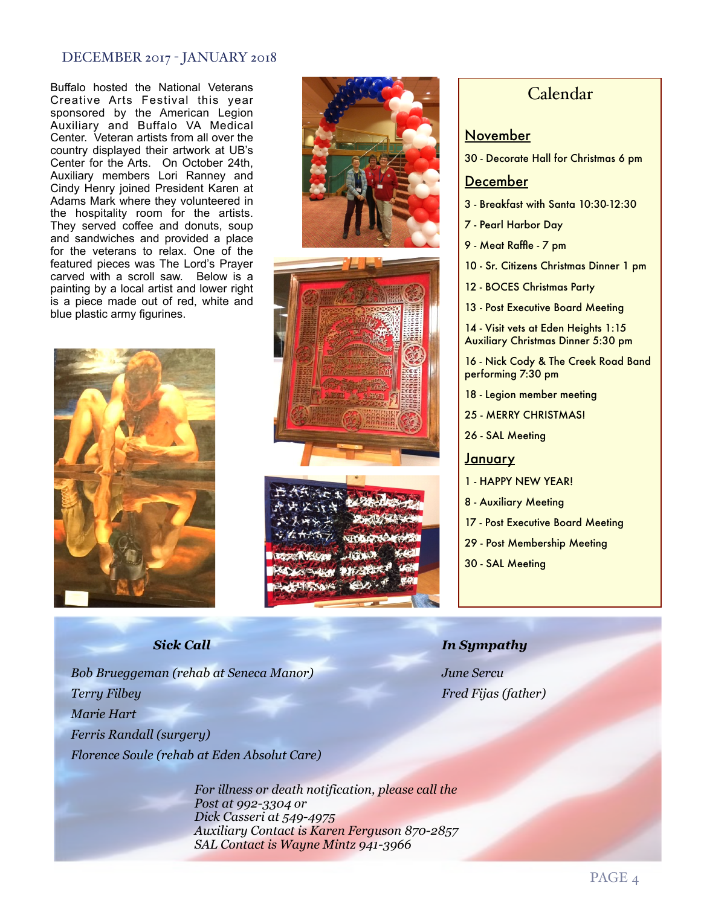Buffalo hosted the National Veterans Creative Arts Festival this year sponsored by the American Legion Auxiliary and Buffalo VA Medical Center. Veteran artists from all over the country displayed their artwork at UB's Center for the Arts. On October 24th, Auxiliary members Lori Ranney and Cindy Henry joined President Karen at Adams Mark where they volunteered in the hospitality room for the artists. They served coffee and donuts, soup and sandwiches and provided a place for the veterans to relax. One of the featured pieces was The Lord's Prayer carved with a scroll saw. Below is a painting by a local artist and lower right is a piece made out of red, white and blue plastic army figurines.

## Calendar

### November

30 - Decorate Hall for Christmas 6 pm

### December

3 - Breakfast with Santa 10:30-12:30

7 - Pearl Harbor Day

9 - Meat Raffle - 7 pm

10 - Sr. Citizens Christmas Dinner 1 pm

12 - BOCES Christmas Party

13 - Post Executive Board Meeting

14 - Visit vets at Eden Heights 1:15
Auxiliary Christmas Dinner 5:30 pm

16 - Nick Cody & The Creek Road Band performing 7:30 pm

18 - Legion member meeting

25 - MERRY CHRISTMAS!

26 - SAL Meeting

### January

1 - HAPPY NEW YEAR!

8 - Auxiliary Meeting

17 - Post Executive Board Meeting

29 - Post Membership Meeting

30 - SAL Meeting

### *Sick Call*

*Bob Brueggeman (rehab at Seneca Manor)*
*Terry Filbey*
*Marie Hart*
*Ferris Randall (surgery)*
*Florence Soule (rehab at Eden Absolut Care)*

### *In Sympathy*

*June Sercu*
*Fred Fijas (father)*

*For illness or death notification, please call the Post at 992-3304 or*
*Dick Casseri at 549-4975*
*Auxiliary Contact is Karen Ferguson 870-2857*
*SAL Contact is Wayne Mintz 941-3966*